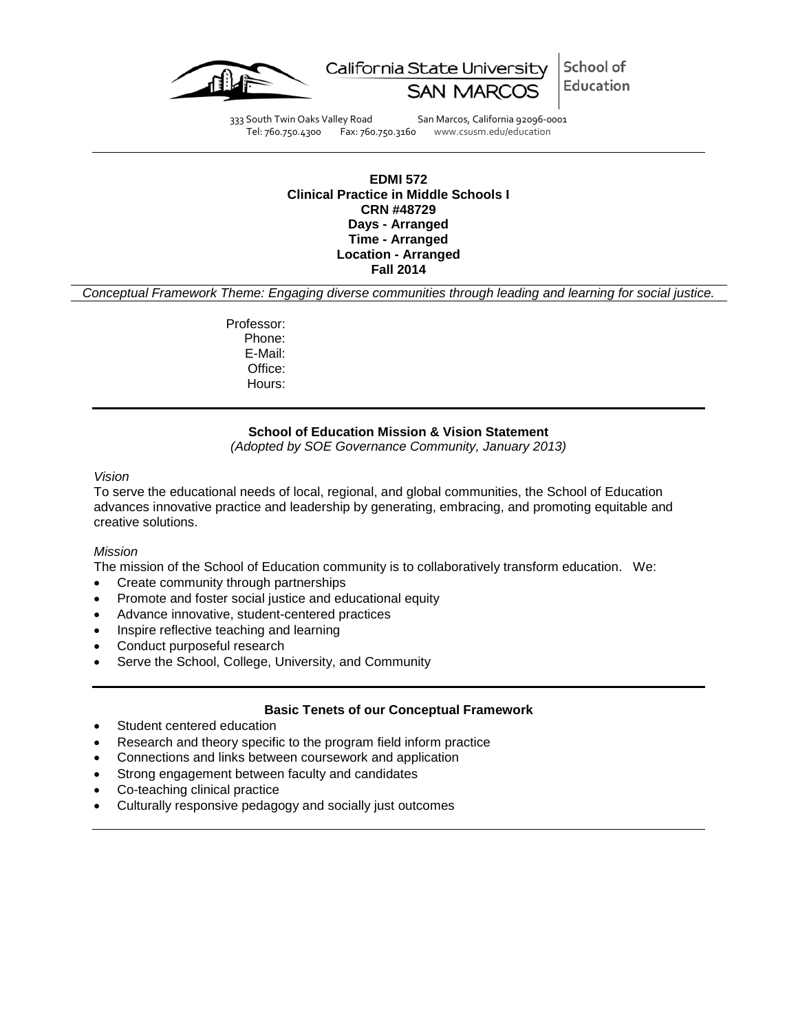California State University SAN MARCOS | School of Education

333 South Twin Oaks Valley Road San Marcos, California 92096-0001
Tel: 760.750.4300 Fax: 760.750.3160 www.csusm.edu/education

**EDMI 572**
**Clinical Practice in Middle Schools I**
**CRN #48729**
**Days - Arranged**
**Time - Arranged**
**Location - Arranged**
**Fall 2014**

*Conceptual Framework Theme: Engaging diverse communities through leading and learning for social justice.*

Professor:
Phone:
E-Mail:
Office:
Hours:

## School of Education Mission & Vision Statement

*(Adopted by SOE Governance Community, January 2013)*

*Vision*

To serve the educational needs of local, regional, and global communities, the School of Education advances innovative practice and leadership by generating, embracing, and promoting equitable and creative solutions.

*Mission*

The mission of the School of Education community is to collaboratively transform education. We:

- Create community through partnerships
- Promote and foster social justice and educational equity
- Advance innovative, student-centered practices
- Inspire reflective teaching and learning
- Conduct purposeful research
- Serve the School, College, University, and Community

## Basic Tenets of our Conceptual Framework

- Student centered education
- Research and theory specific to the program field inform practice
- Connections and links between coursework and application
- Strong engagement between faculty and candidates
- Co-teaching clinical practice
- Culturally responsive pedagogy and socially just outcomes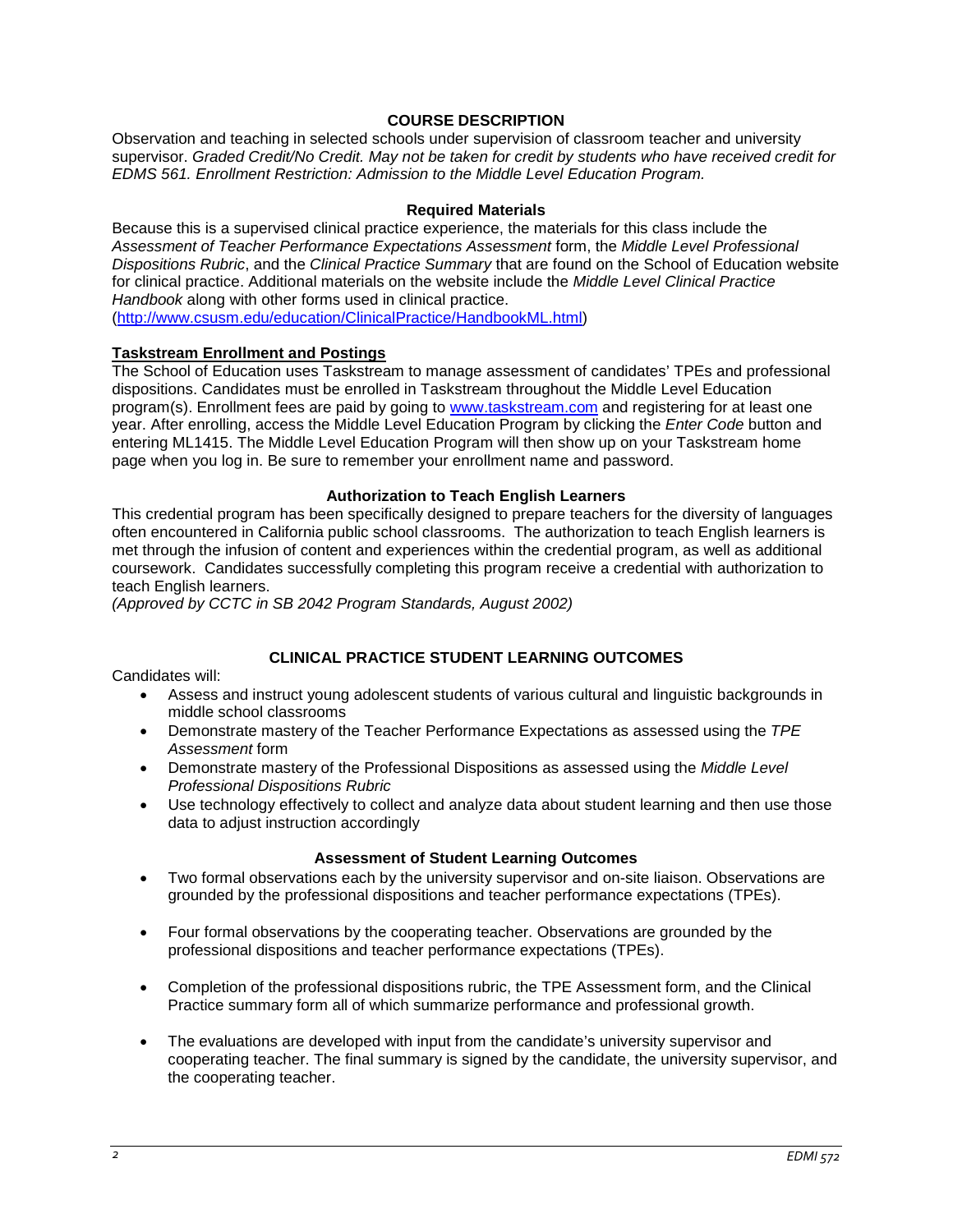## COURSE DESCRIPTION

Observation and teaching in selected schools under supervision of classroom teacher and university supervisor. *Graded Credit/No Credit. May not be taken for credit by students who have received credit for EDMS 561. Enrollment Restriction: Admission to the Middle Level Education Program.*

### Required Materials

Because this is a supervised clinical practice experience, the materials for this class include the *Assessment of Teacher Performance Expectations Assessment* form, the *Middle Level Professional Dispositions Rubric*, and the *Clinical Practice Summary* that are found on the School of Education website for clinical practice. Additional materials on the website include the *Middle Level Clinical Practice Handbook* along with other forms used in clinical practice.
(http://www.csusm.edu/education/ClinicalPractice/HandbookML.html)

### Taskstream Enrollment and Postings

The School of Education uses Taskstream to manage assessment of candidates' TPEs and professional dispositions. Candidates must be enrolled in Taskstream throughout the Middle Level Education program(s). Enrollment fees are paid by going to www.taskstream.com and registering for at least one year. After enrolling, access the Middle Level Education Program by clicking the *Enter Code* button and entering ML1415. The Middle Level Education Program will then show up on your Taskstream home page when you log in. Be sure to remember your enrollment name and password.

### Authorization to Teach English Learners

This credential program has been specifically designed to prepare teachers for the diversity of languages often encountered in California public school classrooms. The authorization to teach English learners is met through the infusion of content and experiences within the credential program, as well as additional coursework. Candidates successfully completing this program receive a credential with authorization to teach English learners.
*(Approved by CCTC in SB 2042 Program Standards, August 2002)*

## CLINICAL PRACTICE STUDENT LEARNING OUTCOMES

Candidates will:

- Assess and instruct young adolescent students of various cultural and linguistic backgrounds in middle school classrooms
- Demonstrate mastery of the Teacher Performance Expectations as assessed using the *TPE Assessment* form
- Demonstrate mastery of the Professional Dispositions as assessed using the *Middle Level Professional Dispositions Rubric*
- Use technology effectively to collect and analyze data about student learning and then use those data to adjust instruction accordingly

### Assessment of Student Learning Outcomes

- Two formal observations each by the university supervisor and on-site liaison. Observations are grounded by the professional dispositions and teacher performance expectations (TPEs).
- Four formal observations by the cooperating teacher. Observations are grounded by the professional dispositions and teacher performance expectations (TPEs).
- Completion of the professional dispositions rubric, the TPE Assessment form, and the Clinical Practice summary form all of which summarize performance and professional growth.
- The evaluations are developed with input from the candidate's university supervisor and cooperating teacher. The final summary is signed by the candidate, the university supervisor, and the cooperating teacher.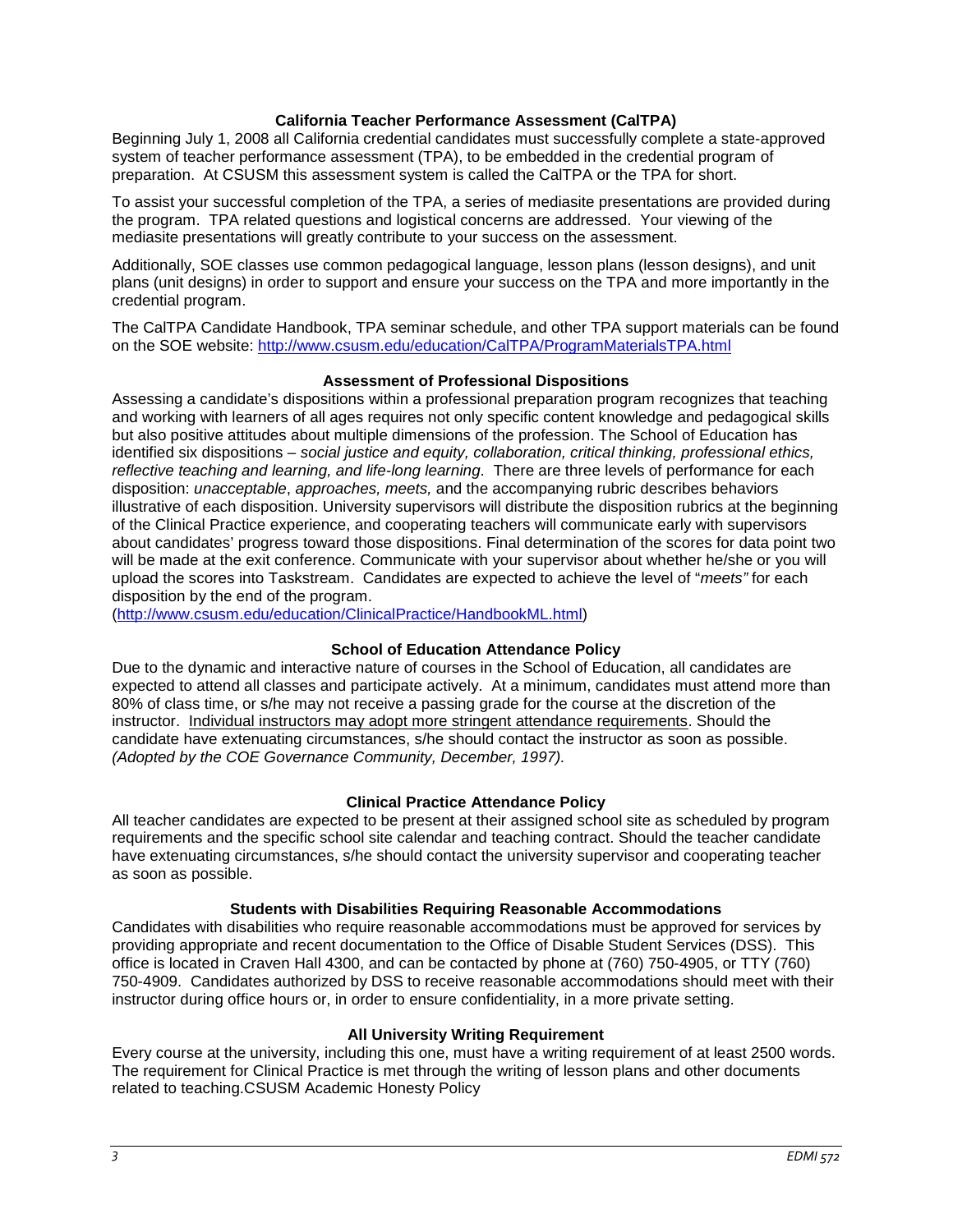## California Teacher Performance Assessment (CalTPA)

Beginning July 1, 2008 all California credential candidates must successfully complete a state-approved system of teacher performance assessment (TPA), to be embedded in the credential program of preparation. At CSUSM this assessment system is called the CalTPA or the TPA for short.

To assist your successful completion of the TPA, a series of mediasite presentations are provided during the program. TPA related questions and logistical concerns are addressed. Your viewing of the mediasite presentations will greatly contribute to your success on the assessment.

Additionally, SOE classes use common pedagogical language, lesson plans (lesson designs), and unit plans (unit designs) in order to support and ensure your success on the TPA and more importantly in the credential program.

The CalTPA Candidate Handbook, TPA seminar schedule, and other TPA support materials can be found on the SOE website: [http://www.csusm.edu/education/CalTPA/ProgramMaterialsTPA.html](http://www.csusm.edu/education/CalTPA/ProgramMaterialsTPA.html)

## Assessment of Professional Dispositions

Assessing a candidate's dispositions within a professional preparation program recognizes that teaching and working with learners of all ages requires not only specific content knowledge and pedagogical skills but also positive attitudes about multiple dimensions of the profession. The School of Education has identified six dispositions – *social justice and equity, collaboration, critical thinking, professional ethics, reflective teaching and learning, and life-long learning*. There are three levels of performance for each disposition: *unacceptable*, *approaches, meets,* and the accompanying rubric describes behaviors illustrative of each disposition. University supervisors will distribute the disposition rubrics at the beginning of the Clinical Practice experience, and cooperating teachers will communicate early with supervisors about candidates' progress toward those dispositions. Final determination of the scores for data point two will be made at the exit conference. Communicate with your supervisor about whether he/she or you will upload the scores into Taskstream. Candidates are expected to achieve the level of "*meets"* for each disposition by the end of the program.
([http://www.csusm.edu/education/ClinicalPractice/HandbookML.html](http://www.csusm.edu/education/ClinicalPractice/HandbookML.html))

## School of Education Attendance Policy

Due to the dynamic and interactive nature of courses in the School of Education, all candidates are expected to attend all classes and participate actively. At a minimum, candidates must attend more than 80% of class time, or s/he may not receive a passing grade for the course at the discretion of the instructor. <u>Individual instructors may adopt more stringent attendance requirements</u>. Should the candidate have extenuating circumstances, s/he should contact the instructor as soon as possible. *(Adopted by the COE Governance Community, December, 1997).*

## Clinical Practice Attendance Policy

All teacher candidates are expected to be present at their assigned school site as scheduled by program requirements and the specific school site calendar and teaching contract. Should the teacher candidate have extenuating circumstances, s/he should contact the university supervisor and cooperating teacher as soon as possible.

## Students with Disabilities Requiring Reasonable Accommodations

Candidates with disabilities who require reasonable accommodations must be approved for services by providing appropriate and recent documentation to the Office of Disable Student Services (DSS). This office is located in Craven Hall 4300, and can be contacted by phone at (760) 750-4905, or TTY (760) 750-4909. Candidates authorized by DSS to receive reasonable accommodations should meet with their instructor during office hours or, in order to ensure confidentiality, in a more private setting.

## All University Writing Requirement

Every course at the university, including this one, must have a writing requirement of at least 2500 words. The requirement for Clinical Practice is met through the writing of lesson plans and other documents related to teaching.CSUSM Academic Honesty Policy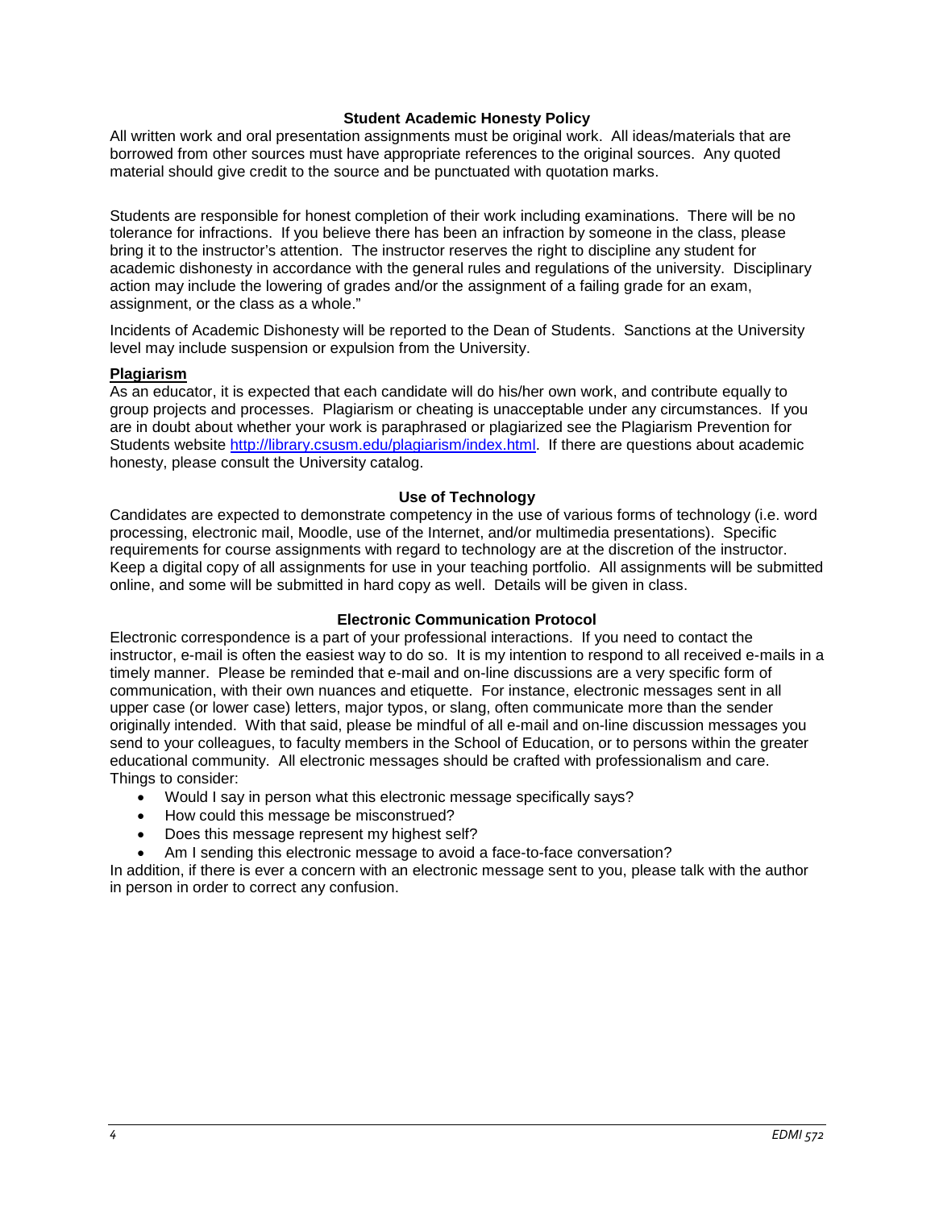## Student Academic Honesty Policy

All written work and oral presentation assignments must be original work. All ideas/materials that are borrowed from other sources must have appropriate references to the original sources. Any quoted material should give credit to the source and be punctuated with quotation marks.

Students are responsible for honest completion of their work including examinations. There will be no tolerance for infractions. If you believe there has been an infraction by someone in the class, please bring it to the instructor's attention. The instructor reserves the right to discipline any student for academic dishonesty in accordance with the general rules and regulations of the university. Disciplinary action may include the lowering of grades and/or the assignment of a failing grade for an exam, assignment, or the class as a whole."

Incidents of Academic Dishonesty will be reported to the Dean of Students. Sanctions at the University level may include suspension or expulsion from the University.

### Plagiarism

As an educator, it is expected that each candidate will do his/her own work, and contribute equally to group projects and processes. Plagiarism or cheating is unacceptable under any circumstances. If you are in doubt about whether your work is paraphrased or plagiarized see the Plagiarism Prevention for Students website http://library.csusm.edu/plagiarism/index.html. If there are questions about academic honesty, please consult the University catalog.

## Use of Technology

Candidates are expected to demonstrate competency in the use of various forms of technology (i.e. word processing, electronic mail, Moodle, use of the Internet, and/or multimedia presentations). Specific requirements for course assignments with regard to technology are at the discretion of the instructor. Keep a digital copy of all assignments for use in your teaching portfolio. All assignments will be submitted online, and some will be submitted in hard copy as well. Details will be given in class.

## Electronic Communication Protocol

Electronic correspondence is a part of your professional interactions. If you need to contact the instructor, e-mail is often the easiest way to do so. It is my intention to respond to all received e-mails in a timely manner. Please be reminded that e-mail and on-line discussions are a very specific form of communication, with their own nuances and etiquette. For instance, electronic messages sent in all upper case (or lower case) letters, major typos, or slang, often communicate more than the sender originally intended. With that said, please be mindful of all e-mail and on-line discussion messages you send to your colleagues, to faculty members in the School of Education, or to persons within the greater educational community. All electronic messages should be crafted with professionalism and care. Things to consider:

- Would I say in person what this electronic message specifically says?
- How could this message be misconstrued?
- Does this message represent my highest self?
- Am I sending this electronic message to avoid a face-to-face conversation?

In addition, if there is ever a concern with an electronic message sent to you, please talk with the author in person in order to correct any confusion.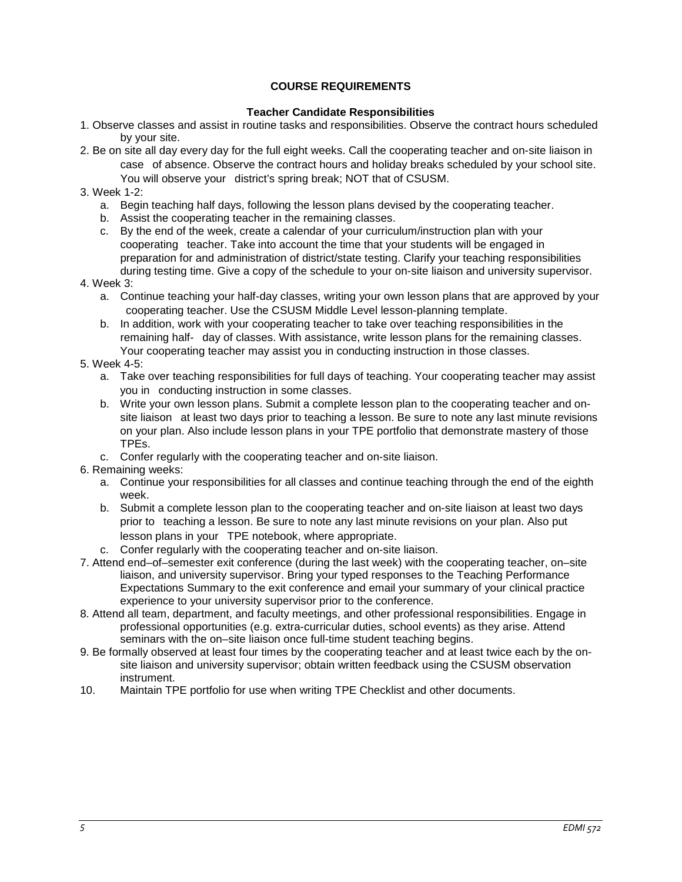## COURSE REQUIREMENTS

### Teacher Candidate Responsibilities

1. Observe classes and assist in routine tasks and responsibilities. Observe the contract hours scheduled by your site.
2. Be on site all day every day for the full eight weeks. Call the cooperating teacher and on-site liaison in case of absence. Observe the contract hours and holiday breaks scheduled by your school site. You will observe your district's spring break; NOT that of CSUSM.
3. Week 1-2:
   a. Begin teaching half days, following the lesson plans devised by the cooperating teacher.
   b. Assist the cooperating teacher in the remaining classes.
   c. By the end of the week, create a calendar of your curriculum/instruction plan with your cooperating teacher. Take into account the time that your students will be engaged in preparation for and administration of district/state testing. Clarify your teaching responsibilities during testing time. Give a copy of the schedule to your on-site liaison and university supervisor.
4. Week 3:
   a. Continue teaching your half-day classes, writing your own lesson plans that are approved by your cooperating teacher. Use the CSUSM Middle Level lesson-planning template.
   b. In addition, work with your cooperating teacher to take over teaching responsibilities in the remaining half- day of classes. With assistance, write lesson plans for the remaining classes. Your cooperating teacher may assist you in conducting instruction in those classes.
5. Week 4-5:
   a. Take over teaching responsibilities for full days of teaching. Your cooperating teacher may assist you in conducting instruction in some classes.
   b. Write your own lesson plans. Submit a complete lesson plan to the cooperating teacher and on-site liaison at least two days prior to teaching a lesson. Be sure to note any last minute revisions on your plan. Also include lesson plans in your TPE portfolio that demonstrate mastery of those TPEs.
   c. Confer regularly with the cooperating teacher and on-site liaison.
6. Remaining weeks:
   a. Continue your responsibilities for all classes and continue teaching through the end of the eighth week.
   b. Submit a complete lesson plan to the cooperating teacher and on-site liaison at least two days prior to teaching a lesson. Be sure to note any last minute revisions on your plan. Also put lesson plans in your TPE notebook, where appropriate.
   c. Confer regularly with the cooperating teacher and on-site liaison.
7. Attend end–of–semester exit conference (during the last week) with the cooperating teacher, on–site liaison, and university supervisor. Bring your typed responses to the Teaching Performance Expectations Summary to the exit conference and email your summary of your clinical practice experience to your university supervisor prior to the conference.
8. Attend all team, department, and faculty meetings, and other professional responsibilities. Engage in professional opportunities (e.g. extra-curricular duties, school events) as they arise. Attend seminars with the on–site liaison once full-time student teaching begins.
9. Be formally observed at least four times by the cooperating teacher and at least twice each by the on-site liaison and university supervisor; obtain written feedback using the CSUSM observation instrument.
10. Maintain TPE portfolio for use when writing TPE Checklist and other documents.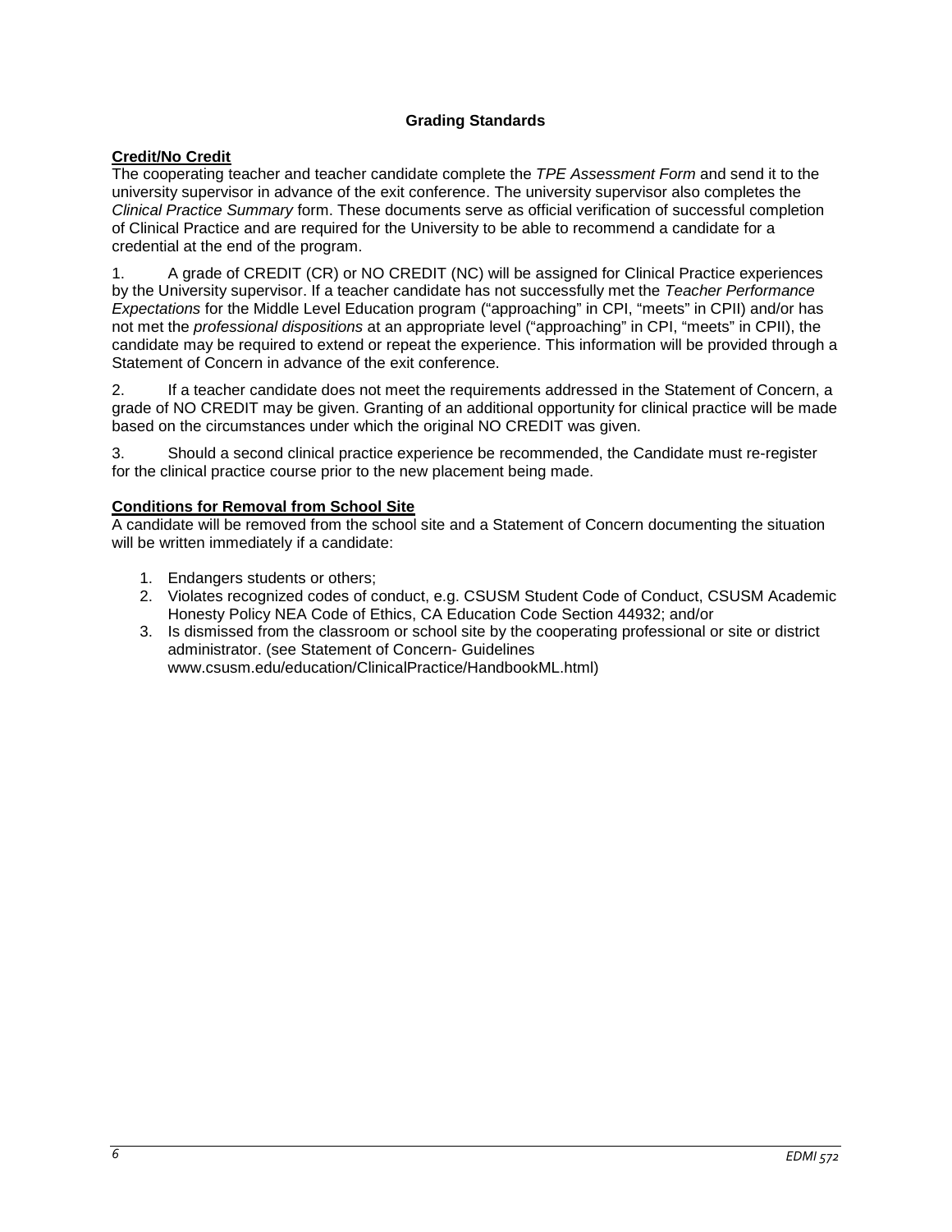## Grading Standards

**Credit/No Credit**

The cooperating teacher and teacher candidate complete the *TPE Assessment Form* and send it to the university supervisor in advance of the exit conference. The university supervisor also completes the *Clinical Practice Summary* form. These documents serve as official verification of successful completion of Clinical Practice and are required for the University to be able to recommend a candidate for a credential at the end of the program.

1. A grade of CREDIT (CR) or NO CREDIT (NC) will be assigned for Clinical Practice experiences by the University supervisor. If a teacher candidate has not successfully met the *Teacher Performance Expectations* for the Middle Level Education program ("approaching" in CPI, "meets" in CPII) and/or has not met the *professional dispositions* at an appropriate level ("approaching" in CPI, "meets" in CPII), the candidate may be required to extend or repeat the experience. This information will be provided through a Statement of Concern in advance of the exit conference.

2. If a teacher candidate does not meet the requirements addressed in the Statement of Concern, a grade of NO CREDIT may be given. Granting of an additional opportunity for clinical practice will be made based on the circumstances under which the original NO CREDIT was given.

3. Should a second clinical practice experience be recommended, the Candidate must re-register for the clinical practice course prior to the new placement being made.

**Conditions for Removal from School Site**

A candidate will be removed from the school site and a Statement of Concern documenting the situation will be written immediately if a candidate:

1. Endangers students or others;
2. Violates recognized codes of conduct, e.g. CSUSM Student Code of Conduct, CSUSM Academic Honesty Policy NEA Code of Ethics, CA Education Code Section 44932; and/or
3. Is dismissed from the classroom or school site by the cooperating professional or site or district administrator. (see Statement of Concern- Guidelines www.csusm.edu/education/ClinicalPractice/HandbookML.html)